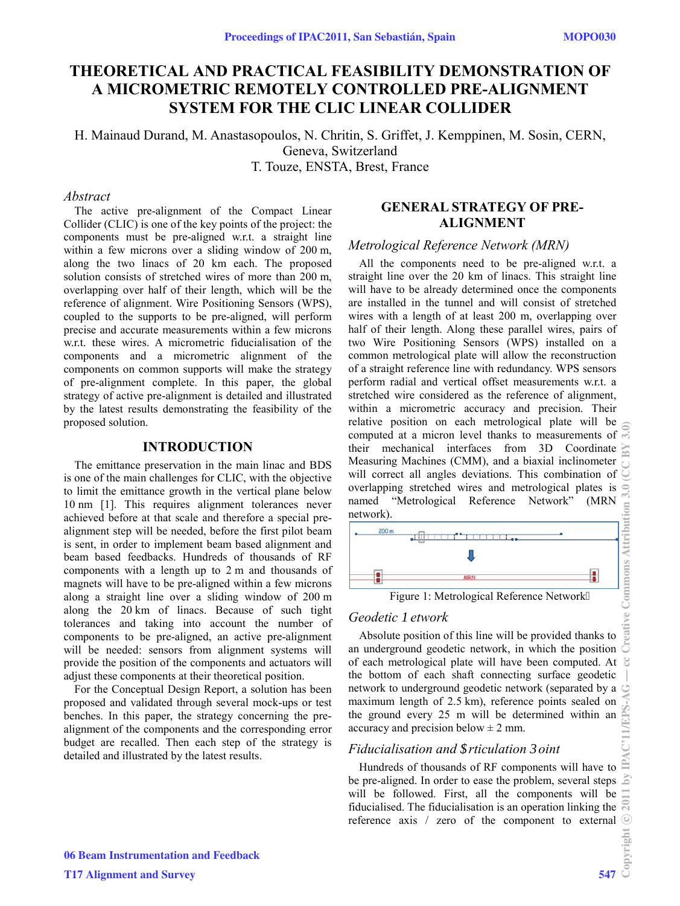# THEORETICAL AND PRACTICAL FEASIBILITY DEMONSTRATION OF A MICROMETRIC REMOTELY CONTROLLED PRE-ALIGNMENT SYSTEM FOR THE CLIC LINEAR COLLIDER

H. Mainaud Durand, M. Anastasopoulos, N. Chritin, S. Griffet, J. Kemppinen, M. Sosin, CERN, Geneva, Switzerland
T. Touze, ENSTA, Brest, France

*Abstract*

The active pre-alignment of the Compact Linear Collider (CLIC) is one of the key points of the project: the components must be pre-aligned w.r.t. a straight line within a few microns over a sliding window of 200 m, along the two linacs of 20 km each. The proposed solution consists of stretched wires of more than 200 m, overlapping over half of their length, which will be the reference of alignment. Wire Positioning Sensors (WPS), coupled to the supports to be pre-aligned, will perform precise and accurate measurements within a few microns w.r.t. these wires. A micrometric fiducialisation of the components and a micrometric alignment of the components on common supports will make the strategy of pre-alignment complete. In this paper, the global strategy of active pre-alignment is detailed and illustrated by the latest results demonstrating the feasibility of the proposed solution.

## INTRODUCTION

The emittance preservation in the main linac and BDS is one of the main challenges for CLIC, with the objective to limit the emittance growth in the vertical plane below 10 nm [1]. This requires alignment tolerances never achieved before at that scale and therefore a special pre-alignment step will be needed, before the first pilot beam is sent, in order to implement beam based alignment and beam based feedbacks. Hundreds of thousands of RF components with a length up to 2 m and thousands of magnets will have to be pre-aligned within a few microns along a straight line over a sliding window of 200 m along the 20 km of linacs. Because of such tight tolerances and taking into account the number of components to be pre-aligned, an active pre-alignment will be needed: sensors from alignment systems will provide the position of the components and actuators will adjust these components at their theoretical position.

For the Conceptual Design Report, a solution has been proposed and validated through several mock-ups or test benches. In this paper, the strategy concerning the pre-alignment of the components and the corresponding error budget are recalled. Then each step of the strategy is detailed and illustrated by the latest results.

## GENERAL STRATEGY OF PRE-ALIGNMENT

### *Metrological Reference Network (MRN)*

All the components need to be pre-aligned w.r.t. a straight line over the 20 km of linacs. This straight line will have to be already determined once the components are installed in the tunnel and will consist of stretched wires with a length of at least 200 m, overlapping over half of their length. Along these parallel wires, pairs of two Wire Positioning Sensors (WPS) installed on a common metrological plate will allow the reconstruction of a straight reference line with redundancy. WPS sensors perform radial and vertical offset measurements w.r.t. a stretched wire considered as the reference of alignment, within a micrometric accuracy and precision. Their relative position on each metrological plate will be computed at a micron level thanks to measurements of their mechanical interfaces from 3D Coordinate Measuring Machines (CMM), and a biaxial inclinometer will correct all angles deviations. This combination of overlapping stretched wires and metrological plates is named "Metrological Reference Network" (MRN network).

Figure 1: Metrological Reference Network

### *Geodetic Network*

Absolute position of this line will be provided thanks to an underground geodetic network, in which the position of each metrological plate will have been computed. At the bottom of each shaft connecting surface geodetic network to underground geodetic network (separated by a maximum length of 2.5 km), reference points sealed on the ground every 25 m will be determined within an accuracy and precision below ± 2 mm.

### *Fiducialisation and Articulation Point*

Hundreds of thousands of RF components will have to be pre-aligned. In order to ease the problem, several steps will be followed. First, all the components will be fiducialised. The fiducialisation is an operation linking the reference axis / zero of the component to external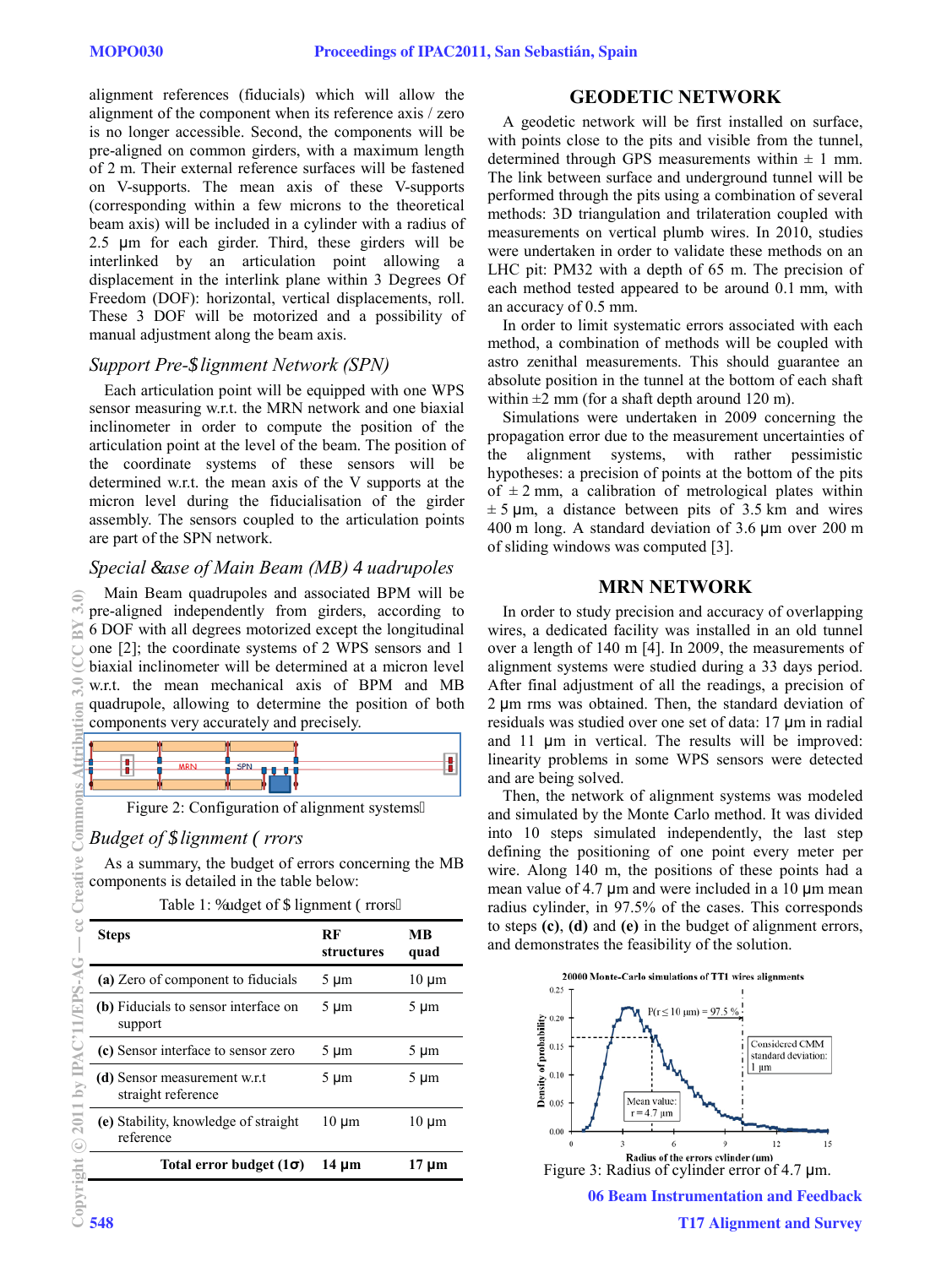alignment references (fiducials) which will allow the alignment of the component when its reference axis / zero is no longer accessible. Second, the components will be pre-aligned on common girders, with a maximum length of 2 m. Their external reference surfaces will be fastened on V-supports. The mean axis of these V-supports (corresponding within a few microns to the theoretical beam axis) will be included in a cylinder with a radius of 2.5 µm for each girder. Third, these girders will be interlinked by an articulation point allowing a displacement in the interlink plane within 3 Degrees Of Freedom (DOF): horizontal, vertical displacements, roll. These 3 DOF will be motorized and a possibility of manual adjustment along the beam axis.

### Support Pre-Alignment Network (SPN)

Each articulation point will be equipped with one WPS sensor measuring w.r.t. the MRN network and one biaxial inclinometer in order to compute the position of the articulation point at the level of the beam. The position of the coordinate systems of these sensors will be determined w.r.t. the mean axis of the V supports at the micron level during the fiducialisation of the girder assembly. The sensors coupled to the articulation points are part of the SPN network.

### Special Case of Main Beam (MB) Quadrupoles

Main Beam quadrupoles and associated BPM will be pre-aligned independently from girders, according to 6 DOF with all degrees motorized except the longitudinal one [2]; the coordinate systems of 2 WPS sensors and 1 biaxial inclinometer will be determined at a micron level w.r.t. the mean mechanical axis of BPM and MB quadrupole, allowing to determine the position of both components very accurately and precisely.

Figure 2: Configuration of alignment systems.

### Budget of Alignment Errors

As a summary, the budget of errors concerning the MB components is detailed in the table below:

Table 1: Budget of Alignment Errors

| Steps | RF structures | MB quad |
|---|---|---|
| **(a)** Zero of component to fiducials | 5 µm | 10 µm |
| **(b)** Fiducials to sensor interface on support | 5 µm | 5 µm |
| **(c)** Sensor interface to sensor zero | 5 µm | 5 µm |
| **(d)** Sensor measurement w.r.t straight reference | 5 µm | 5 µm |
| **(e)** Stability, knowledge of straight reference | 10 µm | 10 µm |
| **Total error budget (1σ)** | **14 µm** | **17 µm** |

## GEODETIC NETWORK

A geodetic network will be first installed on surface, with points close to the pits and visible from the tunnel, determined through GPS measurements within ± 1 mm. The link between surface and underground tunnel will be performed through the pits using a combination of several methods: 3D triangulation and trilateration coupled with measurements on vertical plumb wires. In 2010, studies were undertaken in order to validate these methods on an LHC pit: PM32 with a depth of 65 m. The precision of each method tested appeared to be around 0.1 mm, with an accuracy of 0.5 mm.

In order to limit systematic errors associated with each method, a combination of methods will be coupled with astro zenithal measurements. This should guarantee an absolute position in the tunnel at the bottom of each shaft within ±2 mm (for a shaft depth around 120 m).

Simulations were undertaken in 2009 concerning the propagation error due to the measurement uncertainties of the alignment systems, with rather pessimistic hypotheses: a precision of points at the bottom of the pits of ± 2 mm, a calibration of metrological plates within ± 5 µm, a distance between pits of 3.5 km and wires 400 m long. A standard deviation of 3.6 µm over 200 m of sliding windows was computed [3].

## MRN NETWORK

In order to study precision and accuracy of overlapping wires, a dedicated facility was installed in an old tunnel over a length of 140 m [4]. In 2009, the measurements of alignment systems were studied during a 33 days period. After final adjustment of all the readings, a precision of 2 µm rms was obtained. Then, the standard deviation of residuals was studied over one set of data: 17 µm in radial and 11 µm in vertical. The results will be improved: linearity problems in some WPS sensors were detected and are being solved.

Then, the network of alignment systems was modeled and simulated by the Monte Carlo method. It was divided into 10 steps simulated independently, the last step defining the positioning of one point every meter per wire. Along 140 m, the positions of these points had a mean value of 4.7 µm and were included in a 10 µm mean radius cylinder, in 97.5% of the cases. This corresponds to steps **(c)**, **(d)** and **(e)** in the budget of alignment errors, and demonstrates the feasibility of the solution.

Figure 3: Radius of cylinder error of 4.7 µm.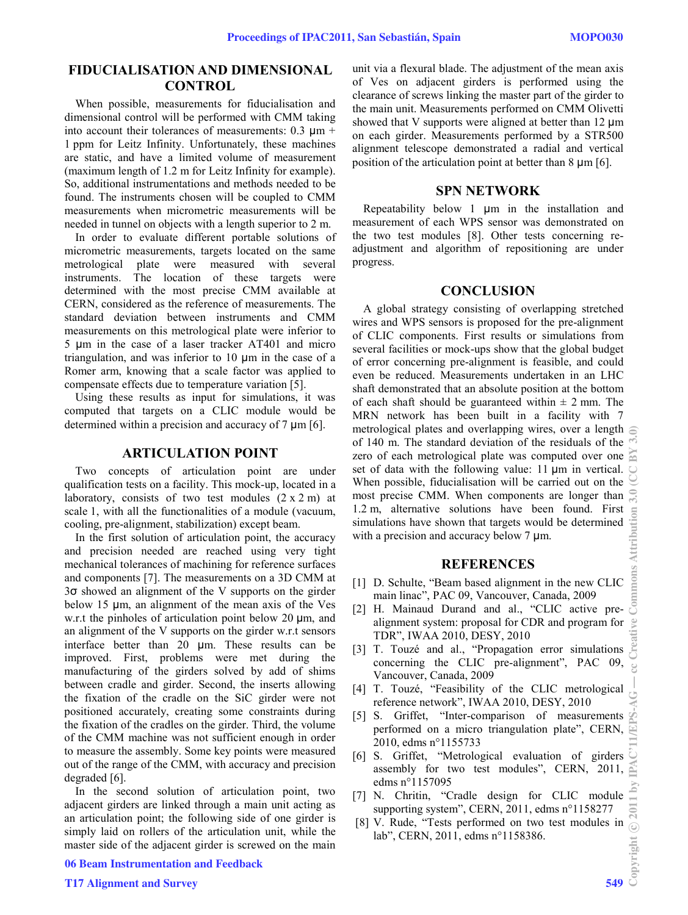## FIDUCIALISATION AND DIMENSIONAL CONTROL

When possible, measurements for fiducialisation and dimensional control will be performed with CMM taking into account their tolerances of measurements: 0.3 μm + 1 ppm for Leitz Infinity. Unfortunately, these machines are static, and have a limited volume of measurement (maximum length of 1.2 m for Leitz Infinity for example). So, additional instrumentations and methods needed to be found. The instruments chosen will be coupled to CMM measurements when micrometric measurements will be needed in tunnel on objects with a length superior to 2 m.

In order to evaluate different portable solutions of micrometric measurements, targets located on the same metrological plate were measured with several instruments. The location of these targets were determined with the most precise CMM available at CERN, considered as the reference of measurements. The standard deviation between instruments and CMM measurements on this metrological plate were inferior to 5 μm in the case of a laser tracker AT401 and micro triangulation, and was inferior to 10 μm in the case of a Romer arm, knowing that a scale factor was applied to compensate effects due to temperature variation [5].

Using these results as input for simulations, it was computed that targets on a CLIC module would be determined within a precision and accuracy of 7 μm [6].

## ARTICULATION POINT

Two concepts of articulation point are under qualification tests on a facility. This mock-up, located in a laboratory, consists of two test modules (2 x 2 m) at scale 1, with all the functionalities of a module (vacuum, cooling, pre-alignment, stabilization) except beam.

In the first solution of articulation point, the accuracy and precision needed are reached using very tight mechanical tolerances of machining for reference surfaces and components [7]. The measurements on a 3D CMM at 3σ showed an alignment of the V supports on the girder below 15 μm, an alignment of the mean axis of the Ves w.r.t the pinholes of articulation point below 20 μm, and an alignment of the V supports on the girder w.r.t sensors interface better than 20 μm. These results can be improved. First, problems were met during the manufacturing of the girders solved by add of shims between cradle and girder. Second, the inserts allowing the fixation of the cradle on the SiC girder were not positioned accurately, creating some constraints during the fixation of the cradles on the girder. Third, the volume of the CMM machine was not sufficient enough in order to measure the assembly. Some key points were measured out of the range of the CMM, with accuracy and precision degraded [6].

In the second solution of articulation point, two adjacent girders are linked through a main unit acting as an articulation point; the following side of one girder is simply laid on rollers of the articulation unit, while the master side of the adjacent girder is screwed on the main unit via a flexural blade. The adjustment of the mean axis of Ves on adjacent girders is performed using the clearance of screws linking the master part of the girder to the main unit. Measurements performed on CMM Olivetti showed that V supports were aligned at better than 12 μm on each girder. Measurements performed by a STR500 alignment telescope demonstrated a radial and vertical position of the articulation point at better than 8 μm [6].

## SPN NETWORK

Repeatability below 1 μm in the installation and measurement of each WPS sensor was demonstrated on the two test modules [8]. Other tests concerning re-adjustment and algorithm of repositioning are under progress.

## CONCLUSION

A global strategy consisting of overlapping stretched wires and WPS sensors is proposed for the pre-alignment of CLIC components. First results or simulations from several facilities or mock-ups show that the global budget of error concerning pre-alignment is feasible, and could even be reduced. Measurements undertaken in an LHC shaft demonstrated that an absolute position at the bottom of each shaft should be guaranteed within ± 2 mm. The MRN network has been built in a facility with 7 metrological plates and overlapping wires, over a length of 140 m. The standard deviation of the residuals of the zero of each metrological plate was computed over one set of data with the following value: 11 μm in vertical. When possible, fiducialisation will be carried out on the most precise CMM. When components are longer than 1.2 m, alternative solutions have been found. First simulations have shown that targets would be determined with a precision and accuracy below 7 μm.

## REFERENCES

[1] D. Schulte, "Beam based alignment in the new CLIC main linac", PAC 09, Vancouver, Canada, 2009

[2] H. Mainaud Durand and al., "CLIC active pre-alignment system: proposal for CDR and program for TDR", IWAA 2010, DESY, 2010

[3] T. Touzé and al., "Propagation error simulations concerning the CLIC pre-alignment", PAC 09, Vancouver, Canada, 2009

[4] T. Touzé, "Feasibility of the CLIC metrological reference network", IWAA 2010, DESY, 2010

[5] S. Griffet, "Inter-comparison of measurements performed on a micro triangulation plate", CERN, 2010, edms n°1155733

[6] S. Griffet, "Metrological evaluation of girders assembly for two test modules", CERN, 2011, edms n°1157095

[7] N. Chritin, "Cradle design for CLIC module supporting system", CERN, 2011, edms n°1158277

[8] V. Rude, "Tests performed on two test modules in lab", CERN, 2011, edms n°1158386.